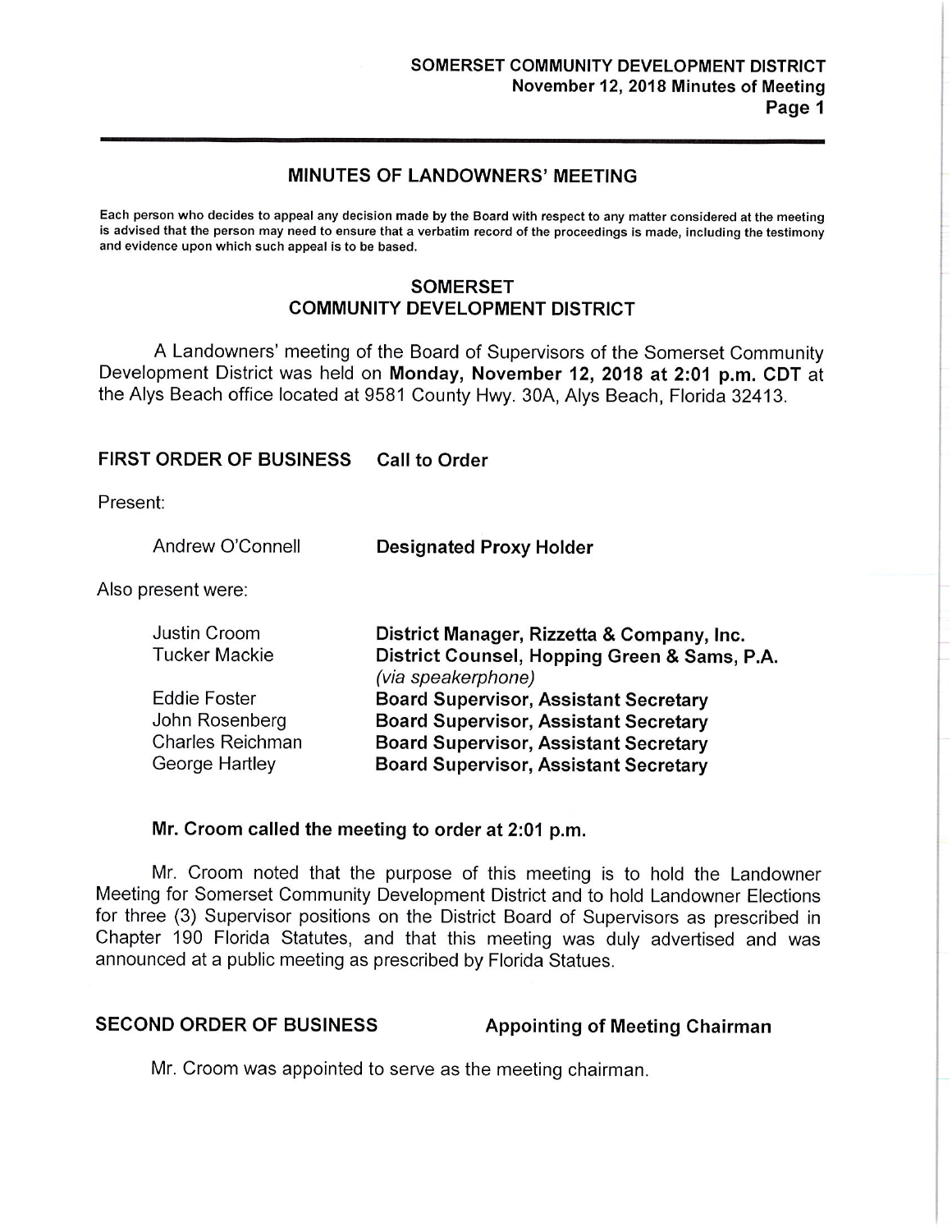## MINUTES OF LANDOWNERS' MEETING

**Each person who decides to appeal any decision made by the Board with respect to any matter considered at the meeting is advised that the person may need to ensure that a verbatim record of the proceedings is made, including the testimony and evidence upon which such appeal is to be based.**

## SOMERSET COMMUNITY DEVELOPMENT DISTRICT

A Landowners' meeting of the Board of Supervisors of the Somerset Community Development District was held on **Monday, November 12, 2018 at 2:01 p.m. CDT** at the Alys Beach office located at 9581 County Hwy. 30A, Alys Beach, Florida 32413.

### FIRST ORDER OF BUSINESS Call to Order

Present:

| | |
|---|---|
| Andrew O'Connell | **Designated Proxy Holder** |

Also present were:

| | |
|---|---|
| Justin Croom | **District Manager, Rizzetta & Company, Inc.** |
| Tucker Mackie | **District Counsel, Hopping Green & Sams, P.A.** *(via speakerphone)* |
| Eddie Foster | **Board Supervisor, Assistant Secretary** |
| John Rosenberg | **Board Supervisor, Assistant Secretary** |
| Charles Reichman | **Board Supervisor, Assistant Secretary** |
| George Hartley | **Board Supervisor, Assistant Secretary** |

**Mr. Croom called the meeting to order at 2:01 p.m.**

Mr. Croom noted that the purpose of this meeting is to hold the Landowner Meeting for Somerset Community Development District and to hold Landowner Elections for three (3) Supervisor positions on the District Board of Supervisors as prescribed in Chapter 190 Florida Statutes, and that this meeting was duly advertised and was announced at a public meeting as prescribed by Florida Statues.

### SECOND ORDER OF BUSINESS Appointing of Meeting Chairman

Mr. Croom was appointed to serve as the meeting chairman.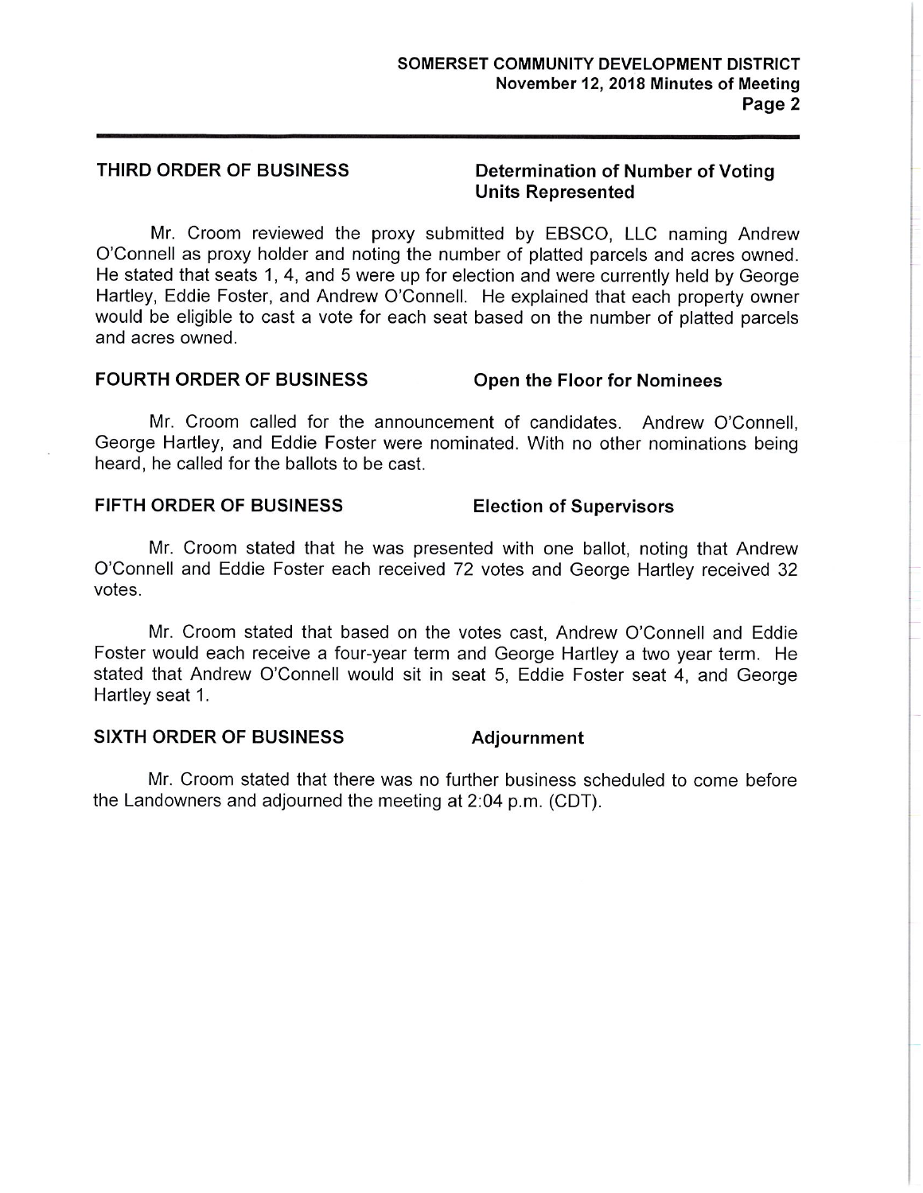**THIRD ORDER OF BUSINESS** **Determination of Number of Voting Units Represented**

Mr. Croom reviewed the proxy submitted by EBSCO, LLC naming Andrew O'Connell as proxy holder and noting the number of platted parcels and acres owned. He stated that seats 1, 4, and 5 were up for election and were currently held by George Hartley, Eddie Foster, and Andrew O'Connell. He explained that each property owner would be eligible to cast a vote for each seat based on the number of platted parcels and acres owned.

**FOURTH ORDER OF BUSINESS** **Open the Floor for Nominees**

Mr. Croom called for the announcement of candidates. Andrew O'Connell, George Hartley, and Eddie Foster were nominated. With no other nominations being heard, he called for the ballots to be cast.

**FIFTH ORDER OF BUSINESS** **Election of Supervisors**

Mr. Croom stated that he was presented with one ballot, noting that Andrew O'Connell and Eddie Foster each received 72 votes and George Hartley received 32 votes.

Mr. Croom stated that based on the votes cast, Andrew O'Connell and Eddie Foster would each receive a four-year term and George Hartley a two year term. He stated that Andrew O'Connell would sit in seat 5, Eddie Foster seat 4, and George Hartley seat 1.

**SIXTH ORDER OF BUSINESS** **Adjournment**

Mr. Croom stated that there was no further business scheduled to come before the Landowners and adjourned the meeting at 2:04 p.m. (CDT).